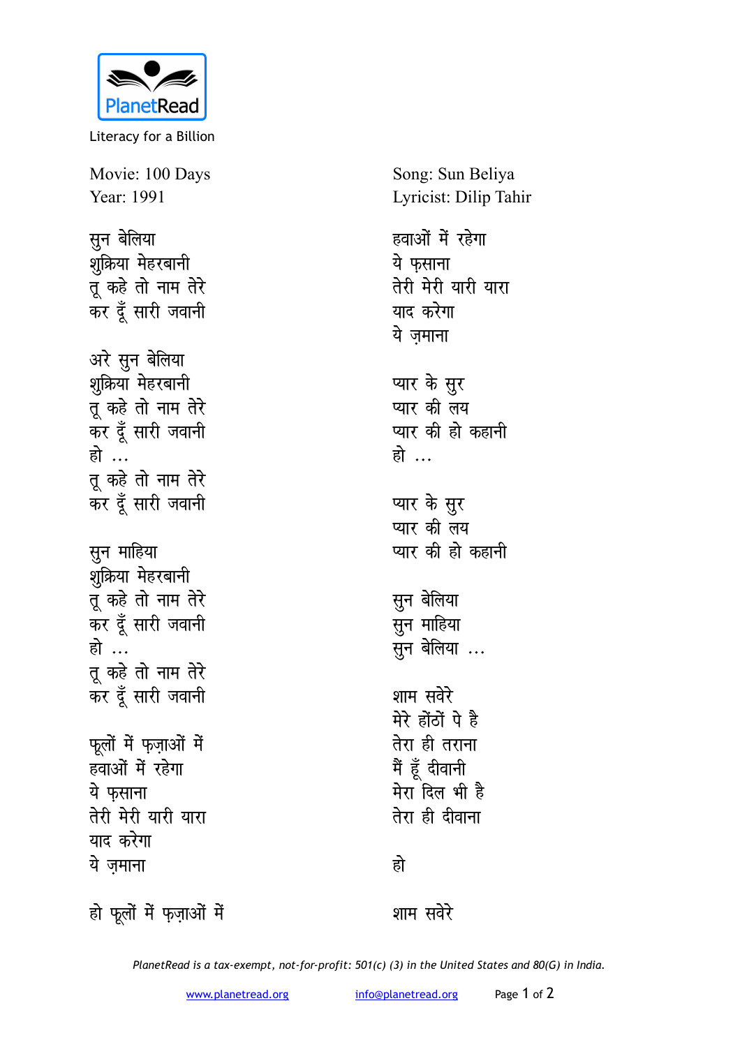PlanetRead

Literacy for a Billion

Movie: 100 Days
Year: 1991

Song: Sun Beliya
Lyricist: Dilip Tahir

सुन बेलिया
शुक्रिया मेहरबानी
तू कहे तो नाम तेरे
कर दूँ सारी जवानी

अरे सुन बेलिया
शुक्रिया मेहरबानी
तू कहे तो नाम तेरे
कर दूँ सारी जवानी
हो ...
तू कहे तो नाम तेरे
कर दूँ सारी जवानी

सुन माहिया
शुक्रिया मेहरबानी
तू कहे तो नाम तेरे
कर दूँ सारी जवानी
हो ...
तू कहे तो नाम तेरे
कर दूँ सारी जवानी

फूलों में फ़ज़ाओं में
हवाओं में रहेगा
ये फ़साना
तेरी मेरी यारी यारा
याद करेगा
ये ज़माना

हो फूलों में फ़ज़ाओं में
हवाओं में रहेगा
ये फ़साना
तेरी मेरी यारी यारा
याद करेगा
ये ज़माना

प्यार के सुर
प्यार की लय
प्यार की हो कहानी
हो ...

प्यार के सुर
प्यार की लय
प्यार की हो कहानी

सुन बेलिया
सुन माहिया
सुन बेलिया ...

शाम सवेरे
मेरे होंठों पे है
तेरा ही तराना
मैं हूँ दीवानी
मेरा दिल भी है
तेरा ही दीवाना

हो

शाम सवेरे

*PlanetRead is a tax-exempt, not-for-profit: 501(c) (3) in the United States and 80(G) in India.*

www.planetread.org info@planetread.org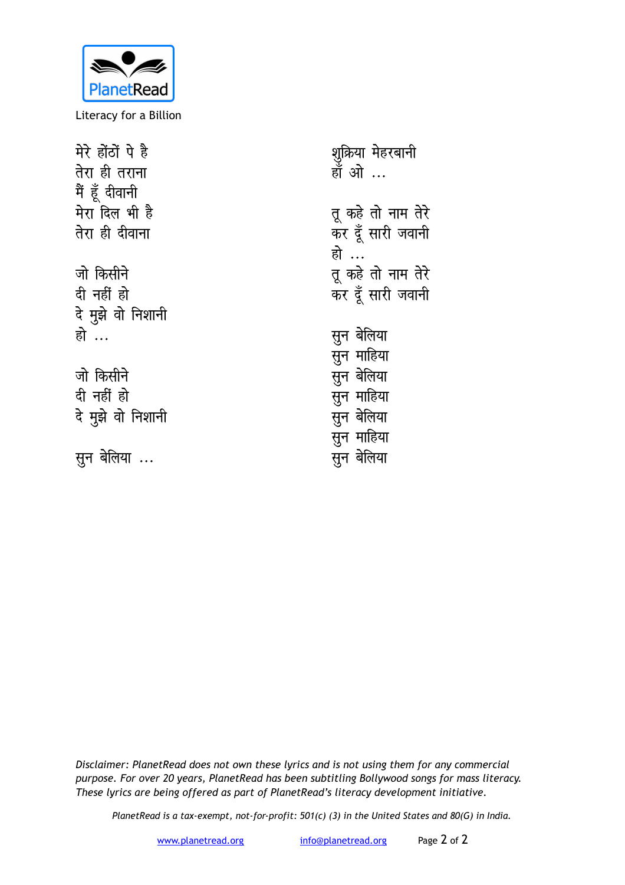PlanetRead

Literacy for a Billion

मेरे होंठों पे है
तेरा ही तराना
मैं हूँ दीवानी
मेरा दिल भी है
तेरा ही दीवाना

जो किसीने
दी नहीं हो
दे मुझे वो निशानी
हो ...

जो किसीने
दी नहीं हो
दे मुझे वो निशानी

सुन बेलिया ...

शुक्रिया मेहरबानी
हाँ ओ ...

तू कहे तो नाम तेरे
कर दूँ सारी जवानी
हो ...
तू कहे तो नाम तेरे
कर दूँ सारी जवानी

सुन बेलिया
सुन माहिया
सुन बेलिया
सुन माहिया
सुन बेलिया
सुन माहिया
सुन बेलिया

*Disclaimer: PlanetRead does not own these lyrics and is not using them for any commercial purpose. For over 20 years, PlanetRead has been subtitling Bollywood songs for mass literacy. These lyrics are being offered as part of PlanetRead's literacy development initiative.*

*PlanetRead is a tax-exempt, not-for-profit: 501(c) (3) in the United States and 80(G) in India.*

www.planetread.org info@planetread.org